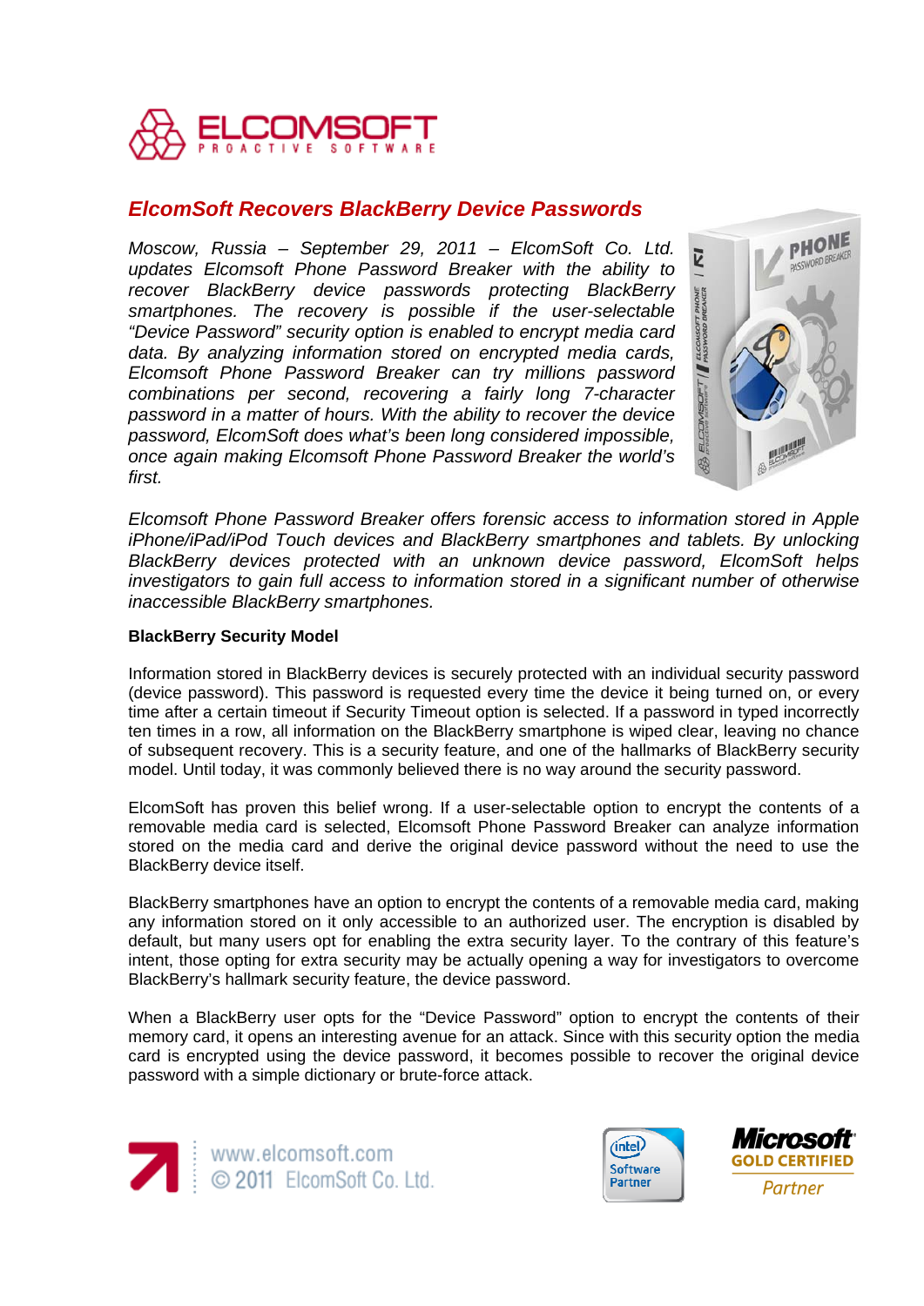ELCOMSOFT
PROACTIVE SOFTWARE

# *ElcomSoft Recovers BlackBerry Device Passwords*

*Moscow, Russia – September 29, 2011 – ElcomSoft Co. Ltd. updates Elcomsoft Phone Password Breaker with the ability to recover BlackBerry device passwords protecting BlackBerry smartphones. The recovery is possible if the user-selectable "Device Password" security option is enabled to encrypt media card data. By analyzing information stored on encrypted media cards, Elcomsoft Phone Password Breaker can try millions password combinations per second, recovering a fairly long 7-character password in a matter of hours. With the ability to recover the device password, ElcomSoft does what's been long considered impossible, once again making Elcomsoft Phone Password Breaker the world's first.*

*Elcomsoft Phone Password Breaker offers forensic access to information stored in Apple iPhone/iPad/iPod Touch devices and BlackBerry smartphones and tablets. By unlocking BlackBerry devices protected with an unknown device password, ElcomSoft helps investigators to gain full access to information stored in a significant number of otherwise inaccessible BlackBerry smartphones.*

**BlackBerry Security Model**

Information stored in BlackBerry devices is securely protected with an individual security password (device password). This password is requested every time the device it being turned on, or every time after a certain timeout if Security Timeout option is selected. If a password in typed incorrectly ten times in a row, all information on the BlackBerry smartphone is wiped clear, leaving no chance of subsequent recovery. This is a security feature, and one of the hallmarks of BlackBerry security model. Until today, it was commonly believed there is no way around the security password.

ElcomSoft has proven this belief wrong. If a user-selectable option to encrypt the contents of a removable media card is selected, Elcomsoft Phone Password Breaker can analyze information stored on the media card and derive the original device password without the need to use the BlackBerry device itself.

BlackBerry smartphones have an option to encrypt the contents of a removable media card, making any information stored on it only accessible to an authorized user. The encryption is disabled by default, but many users opt for enabling the extra security layer. To the contrary of this feature's intent, those opting for extra security may be actually opening a way for investigators to overcome BlackBerry's hallmark security feature, the device password.

When a BlackBerry user opts for the "Device Password" option to encrypt the contents of their memory card, it opens an interesting avenue for an attack. Since with this security option the media card is encrypted using the device password, it becomes possible to recover the original device password with a simple dictionary or brute-force attack.

www.elcomsoft.com
© 2011 ElcomSoft Co. Ltd.

Intel Software Partner

Microsoft GOLD CERTIFIED Partner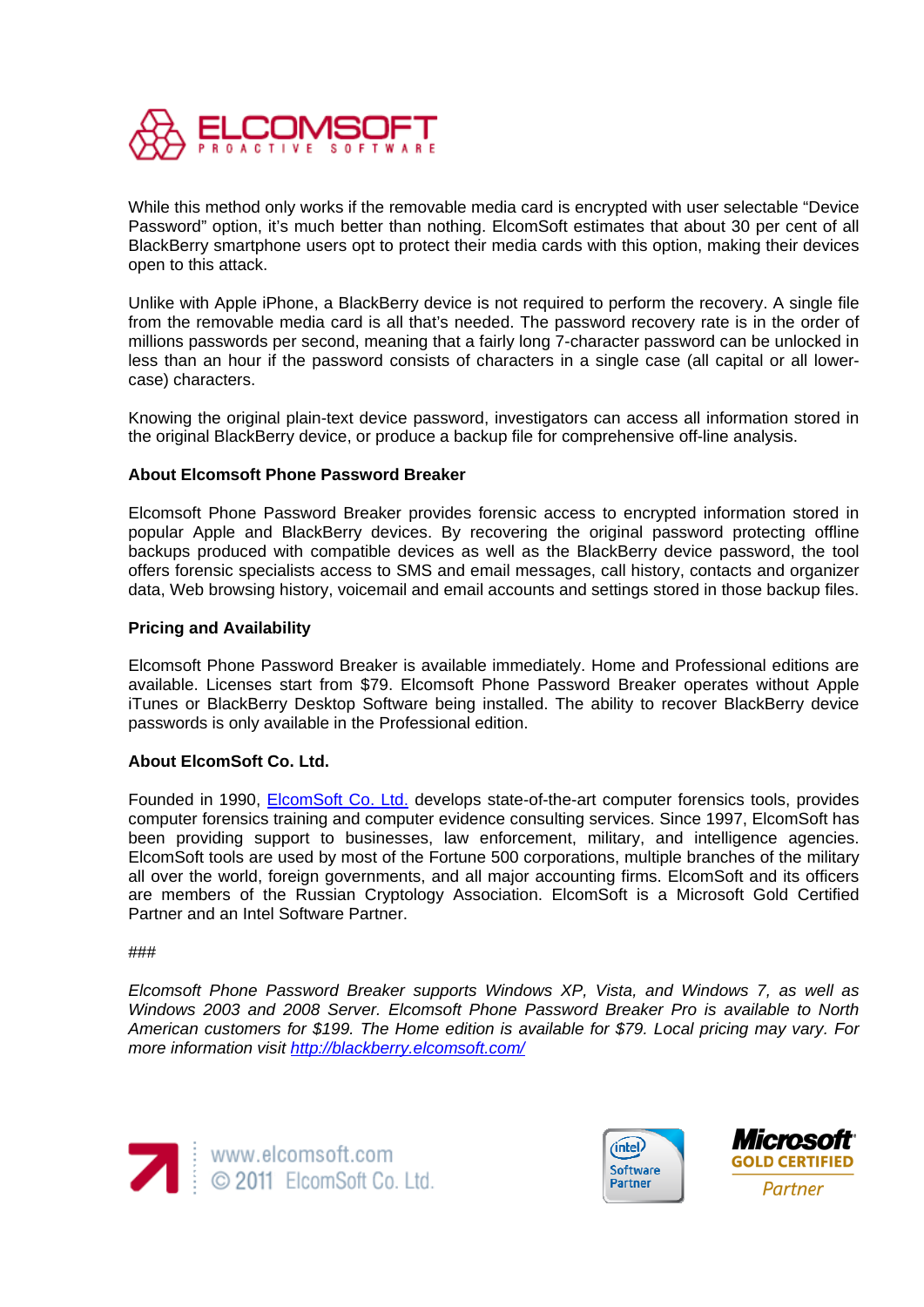While this method only works if the removable media card is encrypted with user selectable "Device Password" option, it's much better than nothing. ElcomSoft estimates that about 30 per cent of all BlackBerry smartphone users opt to protect their media cards with this option, making their devices open to this attack.

Unlike with Apple iPhone, a BlackBerry device is not required to perform the recovery. A single file from the removable media card is all that's needed. The password recovery rate is in the order of millions passwords per second, meaning that a fairly long 7-character password can be unlocked in less than an hour if the password consists of characters in a single case (all capital or all lower-case) characters.

Knowing the original plain-text device password, investigators can access all information stored in the original BlackBerry device, or produce a backup file for comprehensive off-line analysis.

**About Elcomsoft Phone Password Breaker**

Elcomsoft Phone Password Breaker provides forensic access to encrypted information stored in popular Apple and BlackBerry devices. By recovering the original password protecting offline backups produced with compatible devices as well as the BlackBerry device password, the tool offers forensic specialists access to SMS and email messages, call history, contacts and organizer data, Web browsing history, voicemail and email accounts and settings stored in those backup files.

**Pricing and Availability**

Elcomsoft Phone Password Breaker is available immediately. Home and Professional editions are available. Licenses start from $79. Elcomsoft Phone Password Breaker operates without Apple iTunes or BlackBerry Desktop Software being installed. The ability to recover BlackBerry device passwords is only available in the Professional edition.

**About ElcomSoft Co. Ltd.**

Founded in 1990, [ElcomSoft Co. Ltd.](http://www.elcomsoft.com) develops state-of-the-art computer forensics tools, provides computer forensics training and computer evidence consulting services. Since 1997, ElcomSoft has been providing support to businesses, law enforcement, military, and intelligence agencies. ElcomSoft tools are used by most of the Fortune 500 corporations, multiple branches of the military all over the world, foreign governments, and all major accounting firms. ElcomSoft and its officers are members of the Russian Cryptology Association. ElcomSoft is a Microsoft Gold Certified Partner and an Intel Software Partner.

###

*Elcomsoft Phone Password Breaker supports Windows XP, Vista, and Windows 7, as well as Windows 2003 and 2008 Server. Elcomsoft Phone Password Breaker Pro is available to North American customers for $199. The Home edition is available for $79. Local pricing may vary. For more information visit [http://blackberry.elcomsoft.com/](http://blackberry.elcomsoft.com/)*

www.elcomsoft.com
© 2011 ElcomSoft Co. Ltd.